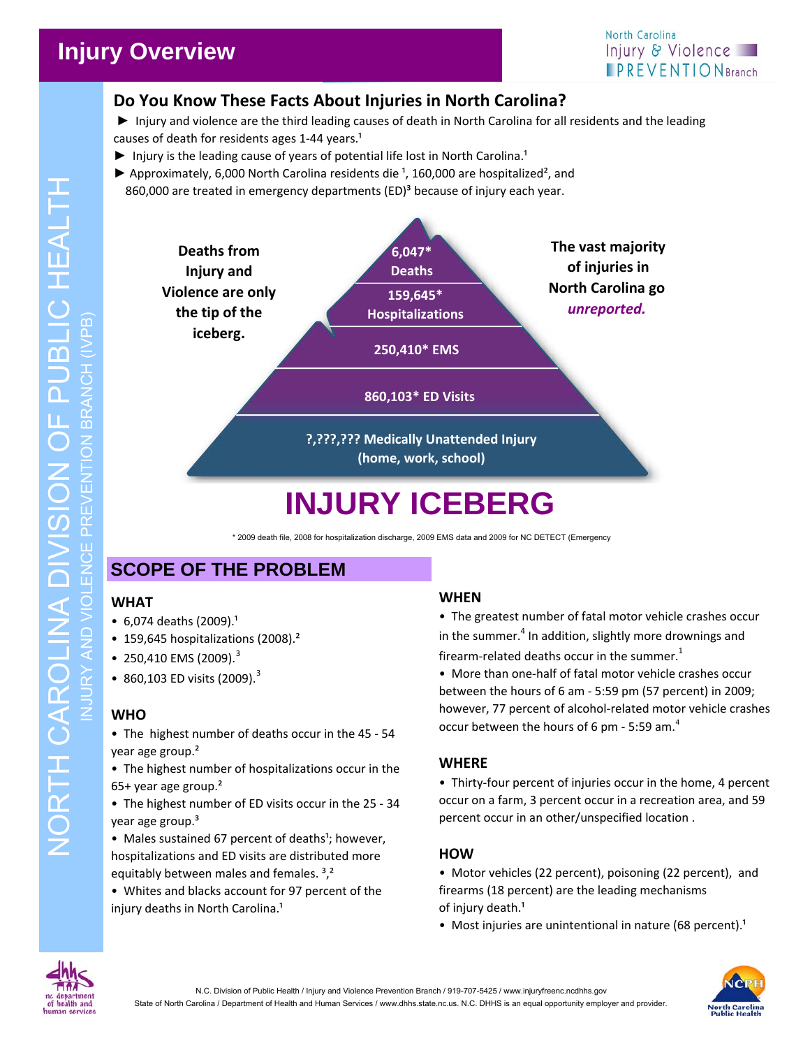# Injury Overview

North Carolina Injury & Violence PREVENTION Branch

NORTH CAROLINA DIVISION OF PUBLIC HEALTH
INJURY AND VIOLENCE PREVENTION BRANCH (IVPB)

## Do You Know These Facts About Injuries in North Carolina?

► Injury and violence are the third leading causes of death in North Carolina for all residents and the leading causes of death for residents ages 1-44 years.[1]

► Injury is the leading cause of years of potential life lost in North Carolina.[1]

► Approximately, 6,000 North Carolina residents die [1], 160,000 are hospitalized[2], and 860,000 are treated in emergency departments (ED)[3] because of injury each year.

**Deaths from Injury and Violence are only the tip of the iceberg.**

6,047* Deaths

159,645* Hospitalizations

250,410* EMS

860,103* ED Visits

?,???,??? Medically Unattended Injury (home, work, school)

**The vast majority of injuries in North Carolina go *unreported.***

# INJURY ICEBERG

\* 2009 death file, 2008 for hospitalization discharge, 2009 EMS data and 2009 for NC DETECT (Emergency

## SCOPE OF THE PROBLEM

### WHAT

- 6,074 deaths (2009).[1]
- 159,645 hospitalizations (2008).[2]
- 250,410 EMS (2009).[3]
- 860,103 ED visits (2009).[3]

### WHO

- The highest number of deaths occur in the 45 - 54 year age group.[2]
- The highest number of hospitalizations occur in the 65+ year age group.[2]
- The highest number of ED visits occur in the 25 - 34 year age group.[3]
- Males sustained 67 percent of deaths[1]; however, hospitalizations and ED visits are distributed more equitably between males and females. [3,2]
- Whites and blacks account for 97 percent of the injury deaths in North Carolina.[1]

### WHEN

- The greatest number of fatal motor vehicle crashes occur in the summer.[4] In addition, slightly more drownings and firearm-related deaths occur in the summer.[1]
- More than one-half of fatal motor vehicle crashes occur between the hours of 6 am - 5:59 pm (57 percent) in 2009; however, 77 percent of alcohol-related motor vehicle crashes occur between the hours of 6 pm - 5:59 am.[4]

### WHERE

- Thirty-four percent of injuries occur in the home, 4 percent occur on a farm, 3 percent occur in a recreation area, and 59 percent occur in an other/unspecified location .

### HOW

- Motor vehicles (22 percent), poisoning (22 percent), and firearms (18 percent) are the leading mechanisms of injury death.[1]
- Most injuries are unintentional in nature (68 percent).[1]

N.C. Division of Public Health / Injury and Violence Prevention Branch / 919-707-5425 / www.injuryfreenc.ncdhhs.gov
State of North Carolina / Department of Health and Human Services / www.dhhs.state.nc.us. N.C. DHHS is an equal opportunity employer and provider.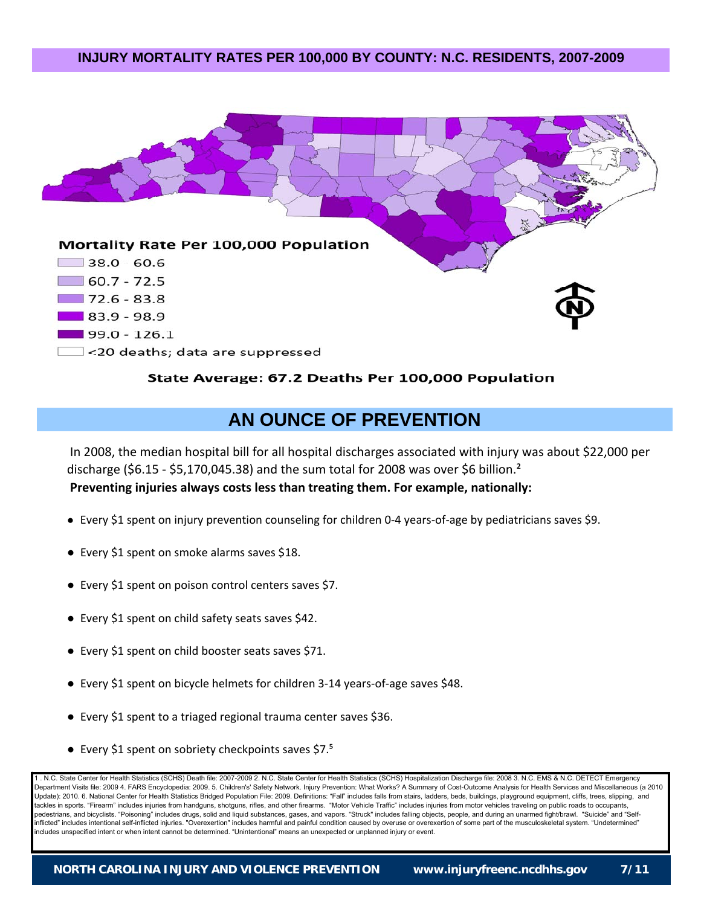## INJURY MORTALITY RATES PER 100,000 BY COUNTY: N.C. RESIDENTS, 2007-2009

Mortality Rate Per 100,000 Population

38.0 60.6

60.7 - 72.5

72.6 - 83.8

83.9 - 98.9

99.0 - 126.1

<20 deaths; data are suppressed

N

**State Average: 67.2 Deaths Per 100,000 Population**

## AN OUNCE OF PREVENTION

In 2008, the median hospital bill for all hospital discharges associated with injury was about $22,000 per discharge ($6.15 - $5,170,045.38) and the sum total for 2008 was over $6 billion.[2]

**Preventing injuries always costs less than treating them. For example, nationally:**

- Every $1 spent on injury prevention counseling for children 0-4 years-of-age by pediatricians saves $9.
- Every $1 spent on smoke alarms saves $18.
- Every $1 spent on poison control centers saves $7.
- Every $1 spent on child safety seats saves $42.
- Every $1 spent on child booster seats saves $71.
- Every $1 spent on bicycle helmets for children 3-14 years-of-age saves $48.
- Every $1 spent to a triaged regional trauma center saves $36.
- Every $1 spent on sobriety checkpoints saves $7.[5]

1 . N.C. State Center for Health Statistics (SCHS) Death file: 2007-2009 2. N.C. State Center for Health Statistics (SCHS) Hospitalization Discharge file: 2008 3. N.C. EMS & N.C. DETECT Emergency Department Visits file: 2009 4. FARS Encyclopedia: 2009. 5. Children's' Safety Network. Injury Prevention: What Works? A Summary of Cost-Outcome Analysis for Health Services and Miscellaneous (a 2010 Update): 2010. 6. National Center for Health Statistics Bridged Population File: 2009. Definitions: "Fall" includes falls from stairs, ladders, beds, buildings, playground equipment, cliffs, trees, slipping, and tackles in sports. "Firearm" includes injuries from handguns, shotguns, rifles, and other firearms. "Motor Vehicle Traffic" includes injuries from motor vehicles traveling on public roads to occupants, pedestrians, and bicyclists. "Poisoning" includes drugs, solid and liquid substances, gases, and vapors. "Struck" includes falling objects, people, and during an unarmed fight/brawl. "Suicide" and "Self-inflicted" includes intentional self-inflicted injuries. "Overexertion" includes harmful and painful condition caused by overuse or overexertion of some part of the musculoskeletal system. "Undetermined" includes unspecified intent or when intent cannot be determined. "Unintentional" means an unexpected or unplanned injury or event.